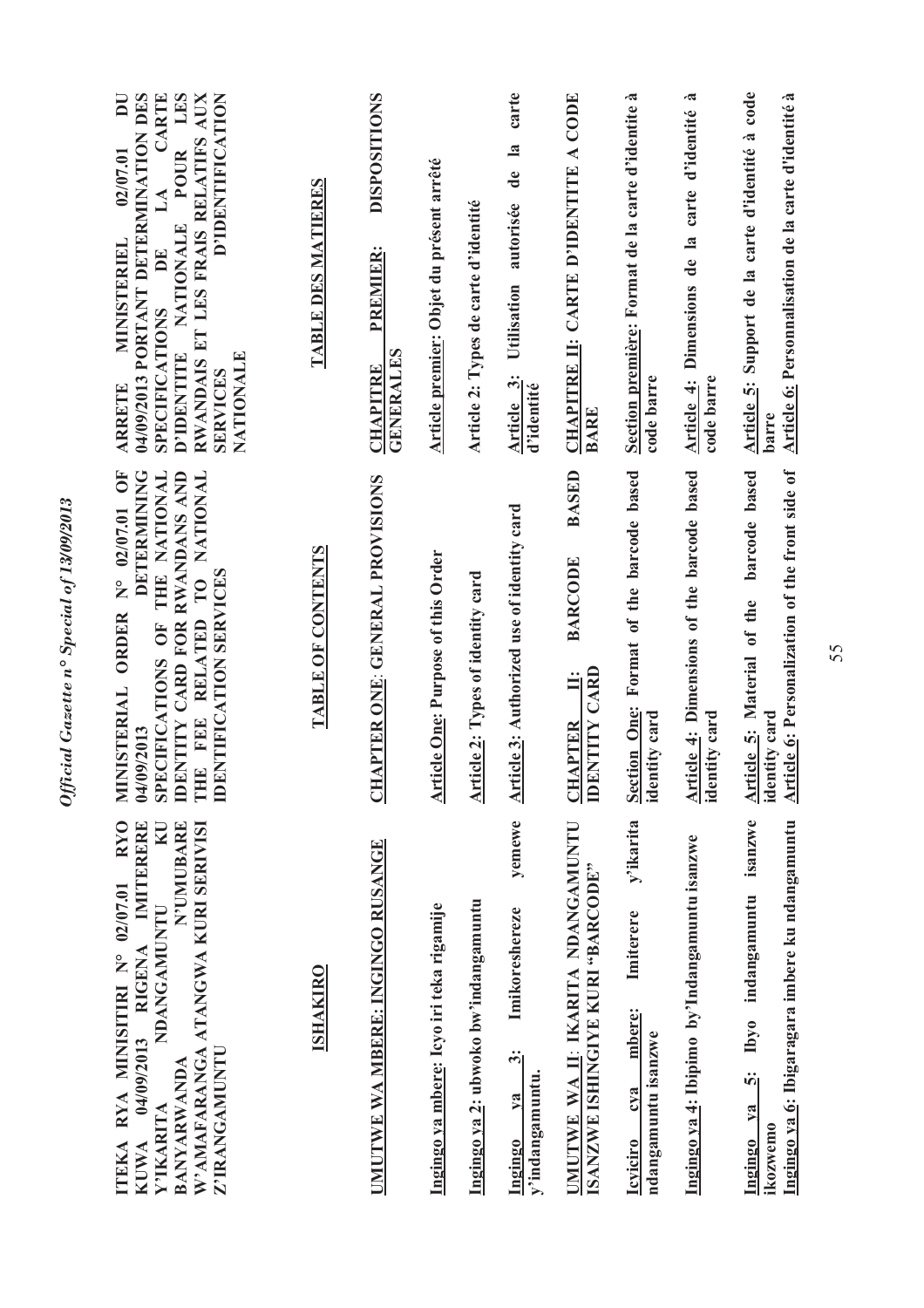**ITEKA RYA MINISITIRI N° 02/07.01 RYO KUWA 04/09/2013 RIGENA IMITERERE Y'IKARITA NDANGAMUNTU KU BANYARWANDA N'UMUBARE W'AMAFARANGA ATANGWA KURI SERIVISI Z'IRANGAMUNTU**

## ISHAKIRO

**UMUTWE WA MBERE: INGINGO RUSANGE**

**Ingingo ya mbere: Icyo iri teka rigamije**

**Ingingo ya 2: ubwoko bw'indangamuntu**

**Ingingo ya 3: Imikoreshereze yemewe y'indangamuntu.**

**UMUTWE WA II: IKARITA NDANGAMUNTU ISANZWE ISHINGIYE KURI "BARCODE"**

**Icyiciro cya mbere: Imiterere y'ikarita ndangamuntu isanzwe**

**Ingingo ya 4: Ibipimo by'Indangamuntu isanzwe**

**Ingingo ya 5: Ibyo indangamuntu isanzwe ikozwemo**

**Ingingo ya 6: Ibigaragara imbere ku ndangamuntu**

**MINISTERIAL ORDER N° 02/07.01 OF 04/09/2013 DETERMINING SPECIFICATIONS OF THE NATIONAL IDENTITY CARD FOR RWANDANS AND THE FEE RELATED TO NATIONAL IDENTIFICATION SERVICES**

## TABLE OF CONTENTS

**CHAPTER ONE: GENERAL PROVISIONS**

**Article One: Purpose of this Order**

**Article 2: Types of identity card**

**Article 3: Authorized use of identity card**

**CHAPTER II: BARCODE BASED IDENTITY CARD**

**Section One: Format of the barcode based identity card**

**Article 4: Dimensions of the barcode based identity card**

**Article 5: Material of the barcode based identity card**

**Article 6: Personalization of the front side of**

**ARRETE MINISTERIEL 02/07.01 DU 04/09/2013 PORTANT DETERMINATION DES SPECIFICATIONS DE LA CARTE D'IDENTITE NATIONALE POUR LES RWANDAIS ET LES FRAIS RELATIFS AUX SERVICES D'IDENTIFICATION NATIONALE**

## TABLE DES MATIERES

**CHAPITRE PREMIER: DISPOSITIONS GENERALES**

**Article premier: Objet du présent arrêté**

**Article 2: Types de carte d'identité**

**Article 3: Utilisation autorisée de la carte d'identité**

**CHAPITRE II: CARTE D'IDENTITE A CODE BARE**

**Section première: Format de la carte d'identité à code barre**

**Article 4: Dimensions de la carte d'identité à code barre**

**Article 5: Support de la carte d'identité à code barre**

**Article 6: Personnalisation de la carte d'identité à**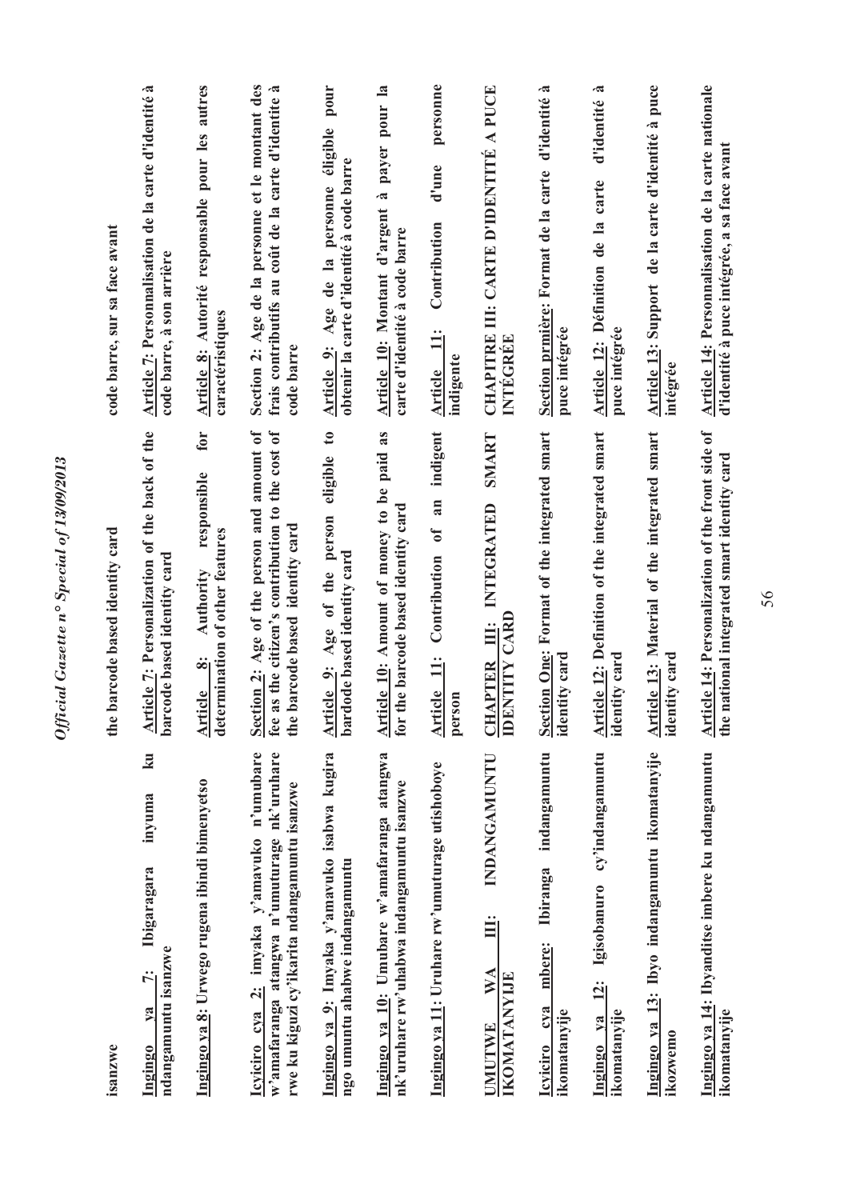| | | |
|---|---|---|
| isanzwe | the barcode based identity card | code barre, sur sa face avant |
| <u>Ingingo ya 7</u>: Ibigaragara inyuma ku ndangamuntu isanzwe | <u>Article 7</u>: Personalization of the back of the barcode based identity card | <u>Article 7</u>: Personnalisation de la carte d'identité à code barre, à son arrière |
| <u>Ingingo ya 8</u>: Urwego rugena ibindi bimenyetso | <u>Article 8</u>: Authority responsible for determination of other features | <u>Article 8</u>: Autorité responsable pour les autres caractéristiques |
| <u>Icyiciro cya 2</u>: imyaka y'amavuko n'umubare w'amafaranga atangwa n'umuturage nk'uruhare rwe ku kiguzi cy'ikarita ndangamuntu isanzwe | <u>Section 2</u>: Age of the person and amount of fee as the citizen's contribution to the cost of the barcode based identity card | <u>Section 2</u>: Age de la personne et le montant des frais contributifs au coût de la carte d'identité à code barre |
| <u>Ingingo ya 9</u>: Imyaka y'amavuko isabwa kugira ngo umuntu ahabwe indangamuntu | <u>Article 9</u>: Age of the person eligible to bardode based identity card | <u>Article 9</u>: Age de la personne éligible pour obtenir la carte d'identité à code barre |
| <u>Ingingo ya 10</u>: Umubare w'amafaranga atangwa nk'uruhare rw'uhabwa indangamuntu isanzwe | <u>Article 10</u>: Amount of money to be paid as for the barcode based identity card | <u>Article 10</u>: Montant d'argent à payer pour la carte d'identité à code barre |
| <u>Ingingo ya 11</u>: Uruhare rw'umuturage utishoboye | <u>Article 11</u>: Contribution of an indigent person | <u>Article 11</u>: Contribution d'une personne indigente |
| UMUTWE WA III: INDANGAMUNTU IKOMATANYIJE | CHAPTER III: INTEGRATED SMART IDENTITY CARD | CHAPITRE III: CARTE D'IDENTITÉ A PUCE INTÉGRÉE |
| <u>Icyiciro cya mbere</u>: Ibiranga indangamuntu ikomatanyije | <u>Section One</u>: Format of the integrated smart identity card | <u>Section prmière</u>: Format de la carte d'identité à puce intégrée |
| <u>Ingingo ya 12</u>: Igisobanuro cy'indangamuntu ikomatanyije | <u>Article 12</u>: Definition of the integrated smart identity card | <u>Article 12</u>: Définition de la carte d'identité à puce intégrée |
| <u>Ingingo ya 13</u>: Ibyo indangamuntu ikomatanyije ikozwemo | <u>Article 13</u>: Material of the integrated smart identity card | <u>Article 13</u>: Support de la carte d'identité à puce intégrée |
| <u>Ingingo ya 14</u>: Ibyanditse imbere ku ndangamuntu ikomatanyije | <u>Article 14</u>: Personalization of the front side of the national integrated smart identity card | <u>Article 14</u>: Personnalisation de la carte nationale d'identité à puce intégrée, a sa face avant |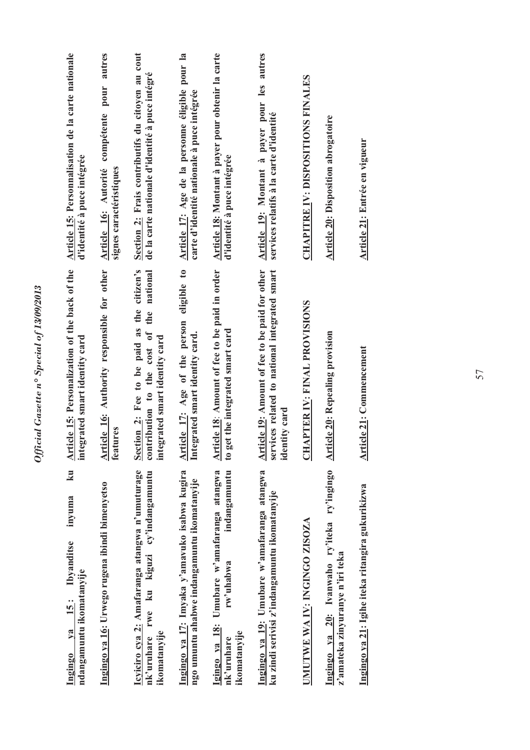**Ingingo ya 15: Ibyanditse inyuma ku ndangamuntu ikomatanyije**

**Ingingo ya 16: Urwego rugena ibindi bimenyetso**

**Icyiciro cya 2: Amafaranga atangwa n'umuturage nk'uruhare rwe ku kiguzi cy'indangamuntu ikomatanyije**

**Ingingo ya 17: Imyaka y'amavuko isabwa kugira ngo umuntu ahabwe indangamuntu ikomatanyije**

**Igingo ya 18: Umubare w'amafaranga atangwa nk'uruhare rw'uhabwa indangamuntu ikomatanyije**

**Ingingo ya 19: Umubare w'amafaranga atangwa ku zindi serivisi z'indangamuntu ikomatanyije**

**UMUTWE WA IV: INGINGO ZISOZA**

**Ingingo ya 20: Ivanwaho ry'iteka ry'ingingo z'amateka zinyuranye n'iri teka**

**Ingingo ya 21: Igihe iteka ritangira gukurikizwa**

**Article 15: Personalization of the back of the integrated smart identity card**

**Article 16: Authority responsible for other features**

**Section 2: Fee to be paid as the citizen's contribution to the cost of the national integrated smart identity card**

**Article 17: Age of the person eligible to Integrated smart identity card.**

**Article 18: Amount of fee to be paid in order to get the integrated smart card**

**Article 19: Amount of fee to be paid for other services related to national integrated smart identity card**

**CHAPTER IV: FINAL PROVISIONS**

**Article 20: Repealing provision**

**Article 21: Commencement**

**Article 15: Personnalisation de la carte nationale d'identité à puce intégrée**

**Article 16: Autorité compétente pour autres signes caractéristiques**

**Section 2: Frais contributifs du citoyen au cout de la carte nationale d'identité à puce intégré**

**Article 17: Age de la personne éligible pour la carte d'identité nationale à puce intégrée**

**Article 18: Montant à payer pour obtenir la carte d'identité à puce intégrée**

**Article 19: Montant à payer pour les autres services relatifs à la carte d'identité**

**CHAPITRE IV: DISPOSITIONS FINALES**

**Article 20: Disposition abrogatoire**

**Article 21: Entrée en vigueur**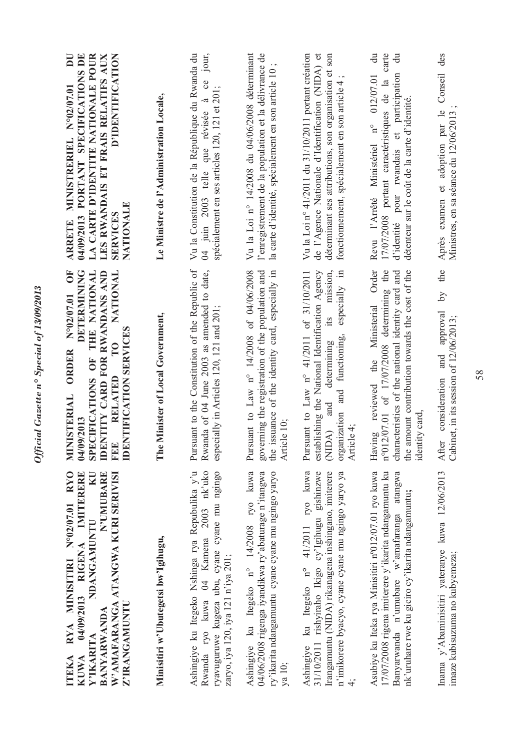**ITEKA RYA MINISITIRI N°02/07.01 RYO KUWA 04/09/2013 RIGENA IMITERERE Y'IKARITA NDANGAMUNTU KU BANYARWANDA N'UMUBARE W'AMAFARANGA ATANGWA KURI SERIVISI Z'IRANGAMUNTU**

**Minisitiri w'Ubutegetsi bw'Igihugu,**

Ashingiye ku Itegeko Nshinga rya Repubulika y'u Rwanda ryo kuwa 04 Kamena 2003 nk'uko ryavuguruwe kugeza ubu, cyane cyane mu ngingo zaryo, iya 120, iya 121 n'iya 201;

Ashingiye ku Itegeko n° 14/2008 ryo kuwa 04/06/2008 rigenga iyandikwa ry'abaturage n'itangwa ry'ikarita ndangamuntu cyane cyane mu ngingo yaryo ya 10;

Ashingiye ku Itegeko n° 41/2011 ryo kuwa 31/10/2011 rishyiraho Ikigo cy'Igihugu gishinzwe Irangamuntu (NIDA) rikanagena inshingano, imiterere n'imikorere byacyo, cyane cyane mu ngingo yaryo ya 4;

Asubiye ku Iteka rya Minisitiri nº012/07.01 ryo kuwa 17/07/2008 rigena imiterere y'ikarita ndangamuntu ku Banyarwanda n'umubare w'amafaranga atangwa nk'uruhare rwe ku giciro cy'ikarita ndangamuntu;

Inama y'Abaminisitiri yateranye kuwa 12/06/2013 imaze kubisuzuma no kubyemeza;

**MINISTERIAL ORDER N°02/07.01 OF 04/09/2013 DETERMINING SPECIFICATIONS OF THE NATIONAL IDENTITY CARD FOR RWANDANS AND FEE RELATED TO NATIONAL IDENTIFICATION SERVICES**

**The Minister of Local Government,**

Pursuant to the Constitution of the Republic of Rwanda of 04 June 2003 as amended to date, especially in Articles 120, 121 and 201;

Pursuant to Law n° 14/2008 of 04/06/2008 governing the registration of the population and the issuance of the identity card, especially in Article 10;

Pursuant to Law n° 41/2011 of 31/10/2011 establishing the National Identification Agency (NIDA) and determining its mission, organization and functioning, especially in Article 4;

Having reviewed the Ministerial Order nº012/07.01 of 17/07/2008 determining the characteristics of the national identity card and the amount contribution towards the cost of the identity card,

After consideration and approval by the Cabinet, in its session of 12/06/2013;

**ARRETE MINISTERIEL N°02/07.01 DU 04/09/2013 PORTANT SPECIFICATIONS DE LA CARTE D'IDENTITE NATIONALE POUR LES RWANDAIS ET FRAIS RELATIFS AUX SERVICES D'IDENTIFICATION NATIONALE**

**Le Ministre de l'Administration Locale,**

Vu la Constitution de la République du Rwanda du 04 juin 2003 telle que révisée à ce jour, spécialement en ses articles 120, 121 et 201;

Vu la Loi n° 14/2008 du 04/06/2008 déterminant l'enregistrement de la population et la délivrance de la carte d'identité, spécialement en son article 10 ;

Vu la Loi n° 41/2011 du 31/10/2011 portant création de l'Agence Nationale d'Identification (NIDA) et déterminant ses attributions, son organisation et son fonctionnement, spécialement en son article 4 ;

Revu l'Arrêté Ministériel n° 012/07.01 du 17/07/2008 portant caractéristiques de la carte d'identité pour rwandais et participation du détenteur sur le coût de la carte d'identité.

Après examen et adoption par le Conseil des Ministres, en sa séance du 12/06/2013 ;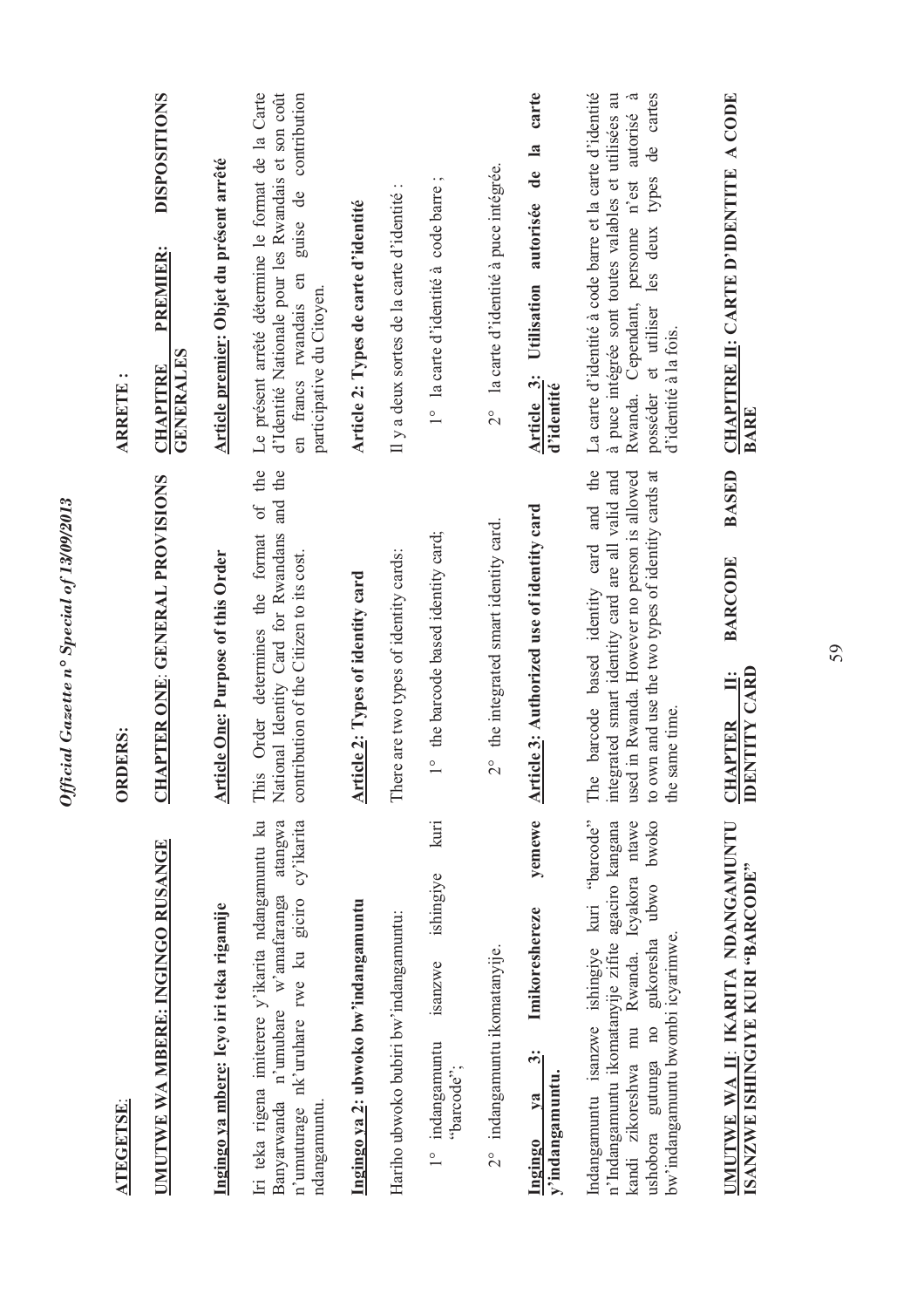**ATEGETSE**:

**UMUTWE WA MBERE: INGINGO RUSANGE**

**Ingingo ya mbere: Icyo iri teka rigamije**

Iri teka rigena imiterere y'ikarita ndangamuntu ku Banyarwanda n'umubare w'amafaranga atangwa n'umuturage nk'uruhare rwe ku giciro cy'ikarita ndangamuntu.

**Ingingo ya 2: ubwoko bw'indangamuntu**

Hariho ubwoko bubiri bw'indangamuntu:

1° indangamuntu isanzwe ishingiye kuri "barcode";

2° indangamuntu ikomatanyije.

**Ingingo ya 3: Imikoreshereze yemewe y'indangamuntu.**

Indangamuntu isanzwe ishingiye kuri "barcode" n'Indangamuntu ikomatanyije zifite agaciro kangana kandi zikoreshwa mu Rwanda. Icyakora ntawe ushobora gutunga no gukoresha ubwo bwoko bw'indangamuntu bwombi icyarimwe.

**UMUTWE WA II: IKARITA NDANGAMUNTU ISANZWE ISHINGIYE KURI "BARCODE"**

**ORDERS:**

**CHAPTER ONE: GENERAL PROVISIONS**

**Article One: Purpose of this Order**

This Order determines the format of the National Identity Card for Rwandans and the contribution of the Citizen to its cost.

**Article 2: Types of identity card**

There are two types of identity cards:

1° the barcode based identity card;

2° the integrated smart identity card.

**Article 3: Authorized use of identity card**

The barcode based identity card and the integrated smart identity card are all valid and used in Rwanda. However no person is allowed to own and use the two types of identity cards at the same time.

**CHAPTER II: BARCODE BASED IDENTITY CARD**

**ARRETE :**

**CHAPITRE PREMIER: DISPOSITIONS GENERALES**

**Article premier: Objet du présent arrêté**

Le présent arrêté détermine le format de la Carte d'Identité Nationale pour les Rwandais et son coût en francs rwandais en guise de contribution participative du Citoyen.

**Article 2: Types de carte d'identité**

Il y a deux sortes de la carte d'identité :

1° la carte d'identité à code barre ;

2° la carte d'identité à puce intégrée.

**Article 3: Utilisation autorisée de la carte d'identité**

La carte d'identité à code barre et la carte d'identité à puce intégrée sont toutes valables et utilisées au Rwanda. Cependant, personne n'est autorisé à posséder et utiliser les deux types de cartes d'identité à la fois.

**CHAPITRE II: CARTE D'IDENTITE A CODE BARE**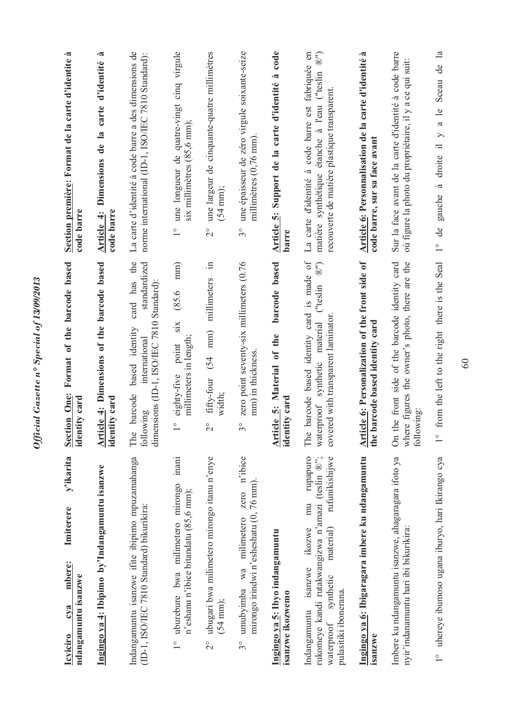**Icyiciro cya mbere: Imiterere y'ikarita ndangamuntu isanzwe**

**Ingingo ya 4: Ibipimo by'Indangamuntu isanzwe**

Indangamuntu isanzwe ifite ibipimo mpuzamahanga (ID-1, ISO/IEC 7810 Standard) bikurikira:

1° uburebure bwa milimetero mirongo inani n'eshanu n'ibice bitandatu (85,6 mm);

2° ubugari bwa milimetero mirongo itanu n'enye (54 mm);

3° umubyimba wa milimetero zero n'ibice mirongo irindwi n'esheshatu (0, 76 mm).

**Ingingo ya 5: Ibyo indangamuntu isanzwe ikozwemo**

Indangamuntu isanzwe ikozwe mu rupapuro rukomeye kandi rutakwangizwa n'amazi (teslin ®"; waterproof synthetic material) rufunikishijwe pulasitiki ibonerana.

**Ingingo ya 6: Ibigaragara imbere ku ndangamuntu isanzwe**

Imbere ku ndangamuntu isanzwe, ahagaragara ifoto ya nyir'indanamuntu hari ibi bikurikira:

1° uhereye ibumoso ugana iburyo, hari Ikirango cya

**Section One: Format of the barcode based identity card**

**Article 4: Dimensions of the barcode based identity card**

The barcode based identity card has the following international standardized dimensions (ID-1, ISO/IEC 7810 Standard):

1° eighty-five point six (85.6 mm) millimeters in length;

2° fifty-four (54 mm) millimeters in width;

3° zero point seventy-six millimeters (0.76 mm) in thickness.

**Article 5: Material of the barcode based identity card**

The barcode based identity card is made of waterproof synthetic material ("teslin ®") covered with transparent laminator.

**Article 6: Personalization of the front side of the barcode based identity card**

On the front side of the barcode identity card where figures the owner's photo, there are the following:

1° from the left to the right there is the Seal

**Section première: Format de la carte d'identite à code barre**

**Article 4: Dimensions de la carte d'identité à code barre**

La carte d'identité à code barre a des dimensions de norme international (ID-1, ISO/IEC 7810 Standard):

1° une longueur de quatre-vingt cinq virgule six millimètres (85,6 mm);

2° une largeur de cinquante-quatre millimètres (54 mm);

3° une épaisseur de zéro virgule soixante-seize millimètres (0,76 mm).

**Article 5: Support de la carte d'identité à code barre**

La carte d'identité à code barre est fabriquée en matière synthétique étanche à l'eau ("teslin ®") recouverte de matière plastique transparent.

**Article 6: Personnalisation de la carte d'identité à code barre, sur sa face avant**

Sur la face avant de la carte d'identité à code barre où figure la photo du propriétaire, il y a ce qui suit:

1° de gauche à droite il y a le Sceau de la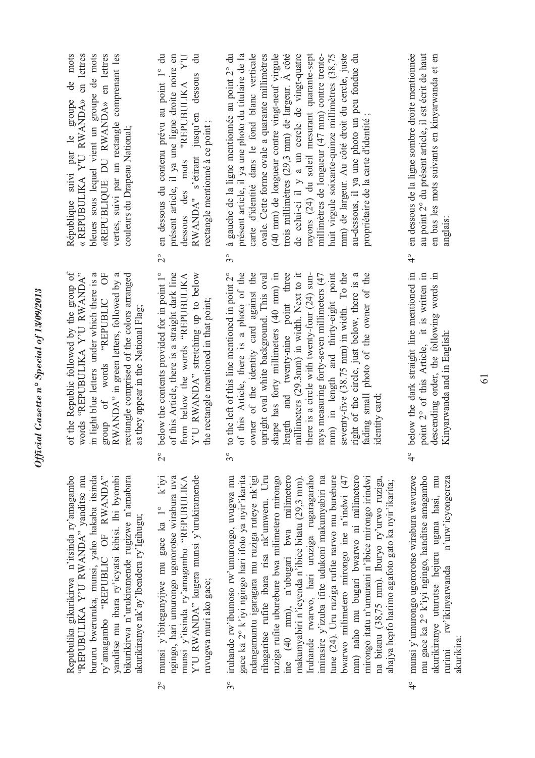Repubulika gikurikirwa n'itsinda ry'amagambo "REPUBULIKA Y'U RWANDA" yanditse mu bururu bwerurutse, munsi, yaho hakaba itsinda ry'amagambo "REPUBLIC OF RWANDA" yanditse mu ibara ry'icyatsi kibisi. Ibi byombi bikurikirwa n'urukiramende rugizwe n'amabara akurikiranye nk'ay'Ibendera ry'Igihugu;

2° munsi y'ibiteganyijwe mu gace ka 1° k'iyi ngingo, hari umurongo ugororotse wirabura uva munsi y'itsinda ry'amagambo "REPUBULIKA Y'U RWANDA" kugera munsi y'urukiramende ruvugwa muri ako gace;

3° iruhande rw'ibumoso rw'umurongo, uvugwa mu gace ka 2° k'iyi ngingo hari ifoto ya nyir'ikarita ndangamuntu igaragara mu ruziga ruteye nk'igi rihagaritse rufite ibara risa nk'umweru. Uru ruziga rufite uburebure bwa milimetero mirongo ine (40 mm), n'ubugari bwa milimetero makumyabiri n'icyenda n'ibice bitatu (29,3 mm). Iruhande rwarwo, hari uruziga rugaragaraho imirasire y'izuba ifite udukoni makumyabiri na tune (24). Uru ruziga rufite narwo mu burebure bwa milimetero mirongo ine n'indwi (47 mm) naho mu bugari bwarwo ni milimetero mirongo itatu n'umunani n'ibice mirongo irindwi na bitanu (38,75 mm). Iburyo ry'urwo ruziga, ahajya hepfo harimo agafoto gato ka nyir'ikarita;

4° munsi y'umurongo ugororotse wirabura wavuzwe mu gace ka 2° k'iyi ngingo, handitse amagambo akurikiranye uturutse hejuru ugana hasi, mu rurimi rw'ikinyarwanda n'urw'icyongereza akurikira:

of the Republic followed by the group of words "REPUBULIKA Y'U RWANDA" in light blue letters under which there is a group of words "REPUBLIC OF RWANDA" in green letters, followed by a rectangle comprised of the colors arranged as they appear in the National Flag;

2° below the contents provided for in point 1° of this Article, there is a straight dark line from below the words "REPUBULIKA Y'U RWANDA" stretching up to below the rectangle mentioned in that point;

3° to the left of this line mentioned in point 2° of this Article, there is a photo of the owner of the identity card against the upright oval white background. This oval shape has forty millimeters (40 mm) in length and twenty-nine point three millimeters (29.3mm) in width. Next to it there is a circle with twenty-four (24) sun-rays measuring forty-seven millimeters (47 mm) in length and thirty-eight point seventy-five (38.75 mm) in width. To the right of the circle, just below, there is a fading small photo of the owner of the identity card;

4° below the dark straight line mentioned in point 2° of this Article, it is written in descending order, the following words in Kinyarwanda and in English:

République suivi par le groupe de mots « REPUBULIKA Y'U RWANDA» en lettres bleues sous lequel vient un groupe de mots «REPUBLIQUE DU RWANDA» en lettres vertes, suivi par un rectangle comprenant les couleurs du Drapeau National;

2° en dessous du contenu prévu au point 1° du présent article, il ya une ligne droite noire en dessous des mots "REPUBULIKA Y'U RWANDA" s'étirant jusqu'en dessous du rectangle mentionné à ce point ;

3° à gauche de la ligne mentionnée au point 2° du présent article, il ya une photo du titulaire de la carte d'identité dans le fond blanc verticale ovale. Cette forme ovale a quarante millimètres (40 mm) de longueur contre vingt-neuf virgule trois millimètres (29,3 mm) de largeur. À côté de celui-ci il y a un cercle de vingt-quatre rayons (24) du soleil mesurant quarante-sept millimètres de longueur (47 mm) contre trente-huit virgule soixante-quinze millimètres (38,75 mm) de largeur. Au côté droit du cercle, juste au-dessous, il ya une photo un peu fondue du propriétaire de la carte d'identité ;

4° en dessous de la ligne sombre droite mentionnée au point 2° du présent article, il est écrit de haut en bas les mots suivants en kinyarwanda et en anglais: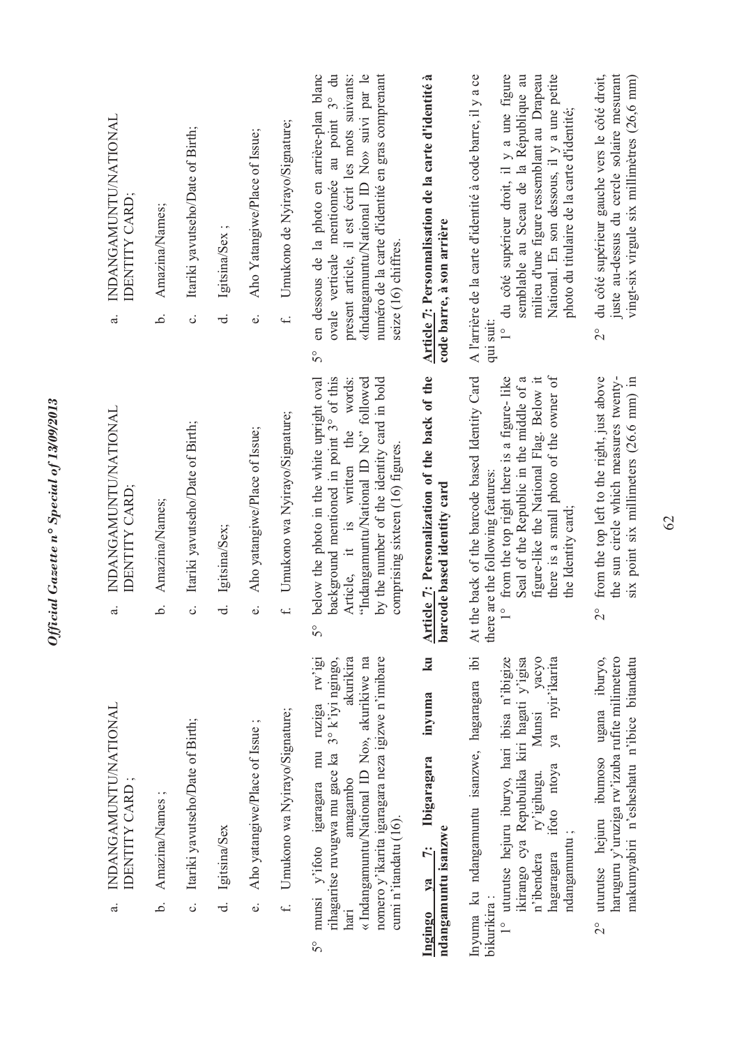a. INDANGAMUNTU/NATIONAL IDENTITY CARD ;

b. Amazina/Names ;

c. Itariki yavutseho/Date of Birth;

d. Igitsina/Sex

e. Aho yatangiwe/Place of Issue ;

f. Umukono wa Nyirayo/Signature;

5° munsi y'ifoto igaragara mu ruziga rw'igi rihagaritse ruvugwa mu gace ka 3° k'iyi ngingo, hari amagambo akurikira « Indangamuntu/National ID No», akurikiwe na nomero y'ikarita igaragara neza igizwe n'imibare cumi n'itandatu (16).

**Ingingo ya 7: Ibigaragara inyuma ku ndangamuntu isanzwe**

Inyuma ku ndangamuntu isanzwe, hagaragara ibi bikurikira :

1° uturutse hejuru iburyo, hari ibisa n'ibigize ikirango cya Repubulika kiri hagati y'igisa n'ibendera ry'igihugu. Munsi yacyo hagaragara ifoto ntoya ya nyir'ikarita ndangamuntu ;

2° uturutse hejuru ibumoso ugana iburyo, haruguru y'uruziga rw'izuba rufite milimetero makumyabiri n'esheshatu n'ibice bitandatu

a. INDANGAMUNTU/NATIONAL IDENTITY CARD;

b. Amazina/Names;

c. Itariki yavutseho/Date of Birth;

d. Igitsina/Sex;

e. Aho yatangiwe/Place of Issue;

f. Umukono wa Nyirayo/Signature;

5° below the photo in the white upright oval background mentioned in point 3° of this Article, it is written the words: "Indangamuntu/National ID No" followed by the number of the identity card in bold comprising sixteen (16) figures.

**Article 7: Personalization of the back of the barcode based identity card**

At the back of the barcode based Identity Card there are the following features:

1° from the top right there is a figure- like Seal of the Republic in the middle of a figure-like the National Flag. Below it there is a small photo of the owner of the Identity card;

2° from the top left to the right, just above the sun circle which measures twenty-six point six millimeters (26.6 mm) in

a. INDANGAMUNTU/NATIONAL IDENTITY CARD;

b. Amazina/Names;

c. Itariki yavutseho/Date of Birth;

d. Igitsina/Sex ;

e. Aho Yatangiwe/Place of Issue;

f. Umukono de Nyirayo/Signature;

5° en dessous de la photo en arrière-plan blanc ovale verticale mentionnée au point 3° du present article, il est écrit les mots suivants: «Indangamuntu/National ID No» suivi par le numéro de la carte d'identité en gras comprenant seize (16) chiffres.

**Article 7: Personnalisation de la carte d'identité à code barre, à son arrière**

A l'arrière de la carte d'identité à code barre, il y a ce qui suit:

1° du côté supérieur droit, il y a une figure semblable au Sceau de la République au milieu d'une figure ressemblant au Drapeau National. En son dessous, il y a une petite photo du titulaire de la carte d'identité;

2° du côté supérieur gauche vers le côté droit, juste au-dessus du cercle solaire mesurant vingt-six virgule six millimètres (26,6 mm)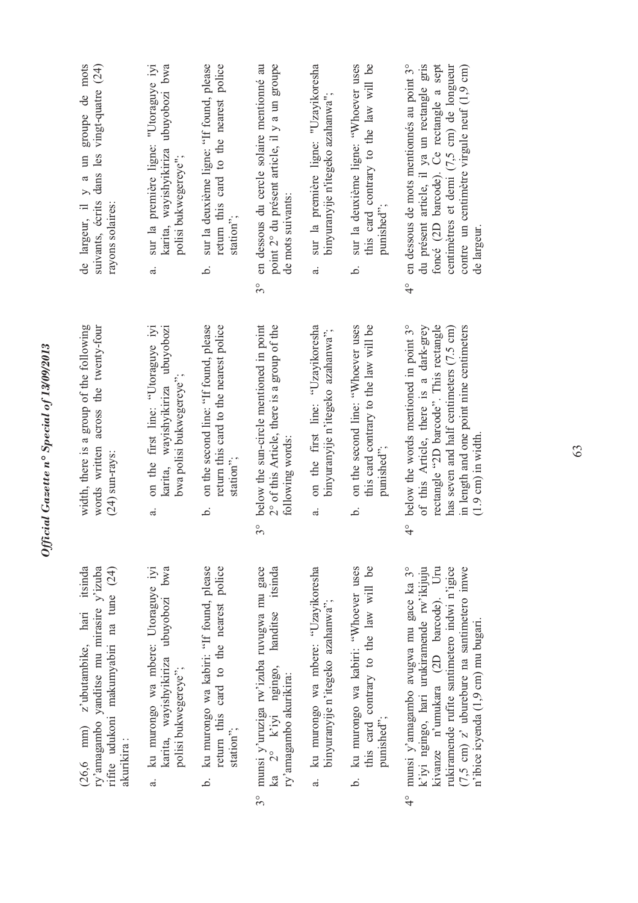(26,6 mm) z'ubutambike, hari itsinda ry'amagambo yanditse mu mirasire y'izuba rifite udukoni makumyabiri na tune (24) akurikira :

a. ku murongo wa mbere: Utoraguye iyi karita, wayishyikiriza ubuyobozi bwa polisi bukwegereye";

b. ku murongo wa kabiri: "If found, please return this card to the nearest police station";

3° munsi y'uruziga rw'izuba ruvugwa mu gace ka 2° k'iyi ngingo, handitse itsinda ry'amagambo akurikira:

a. ku murongo wa mbere: "Uzayikoresha binyuranyije n'itegeko azahanwa";

b. ku murongo wa kabiri: "Whoever uses this card contrary to the law will be punished";

4° munsi y'amagambo avugwa mu gace ka 3° k'iyi ngingo, hari urukiramende rw'ikijuju kivanze n'umukara (2D barcode). Uru rukiramende rufite santimetero indwi n'igice (7,5 cm) z' uburebure na santimetero imwe n'ibice icyenda (1,9 cm) mu bugari.

width, there is a group of the following words written across the twenty-four (24) sun-rays:

a. on the first line: "Utoraguye iyi karita, wayishyikiriza ubuyobozi bwa polisi bukwegereye";

b. on the second line: "If found, please return this card to the nearest police station";

3° below the sun-circle mentioned in point 2° of this Article, there is a group of the following words:

a. on the first line: "Uzayikoresha binyuranyije n'itegeko azahanwa";

b. on the second line: "Whoever uses this card contrary to the law will be punished";

4° below the words mentioned in point 3° of this Article, there is a dark-grey rectangle "2D barcode". This rectangle has seven and half centimeters (7.5 cm) in length and one point nine centimeters (1.9 cm) in width.

de largeur, il y a un groupe de mots suivants, écrits dans les vingt-quatre (24) rayons solaires:

a. sur la première ligne: "Utoraguye iyi karita, wayishyikiriza ubuyobozi bwa polisi bukwegereye";

b. sur la deuxième ligne: "If found, please return this card to the nearest police station";

3° en dessous du cercle solaire mentionné au point 2° du présent article, il y a un groupe de mots suivants:

a. sur la première ligne: "Uzayikoresha binyuranyije n'itegeko azahanwa";

b. sur la deuxième ligne: "Whoever uses this card contrary to the law will be punished";

4° en dessous de mots mentionnés au point 3° du présent article, il ya un rectangle gris foncé (2D barcode). Ce rectangle a sept centimètres et demi (7,5 cm) de longueur contre un centimètre virgule neuf (1,9 cm) de largeur.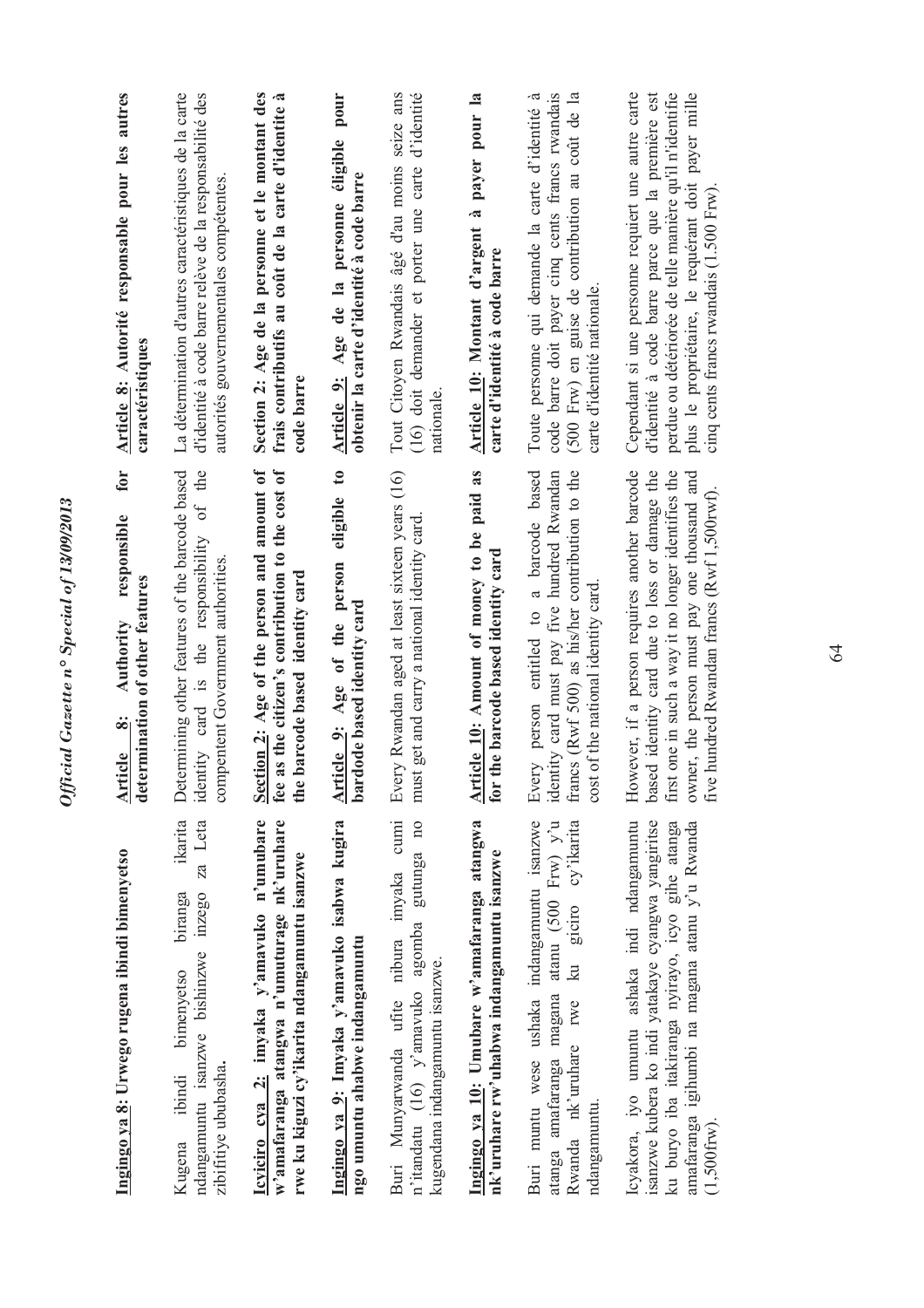**Ingingo ya 8: Urwego rugena ibindi bimenyetso**

Kugena ibindi bimenyetso biranga ikarita ndangamuntu isanzwe bishinzwe inzego za Leta zibifitiye ububasha.

**Icyiciro cya 2: imyaka y'amavuko n'umubare w'amafaranga atangwa n'umuturage nk'uruhare rwe ku kiguzi cy'ikarita ndangamuntu isanzwe**

**Ingingo ya 9: Imyaka y'amavuko isabwa kugira ngo umuntu ahabwe indangamuntu**

Buri Munyarwanda ufite nibura imyaka cumi n'itandatu (16) y'amavuko agomba gutunga no kugendana indangamuntu isanzwe.

**Ingingo ya 10: Umubare w'amafaranga atangwa nk'uruhare rw'uhabwa indangamuntu isanzwe**

Buri muntu wese ushaka indangamuntu isanzwe atanga amafaranga magana atanu (500 Frw) y'u Rwanda nk'uruhare rwe ku giciro cy'ikarita ndangamuntu.

Icyakora, iyo umuntu ashaka indi ndangamuntu isanzwe kubera ko indi yatakaye cyangwa yangiritse ku buryo iba itakiranga nyirayo, icyo gihe atanga amafaranga igihumbi na magana atanu y'u Rwanda (1,500frw).

**Article 8: Authority responsible for determination of other features**

Determining other features of the barcode based identity card is the responsibility of the compentent Government authorities.

**Section 2: Age of the person and amount of fee as the citizen's contribution to the cost of the barcode based identity card**

**Article 9: Age of the person eligible to bardode based identity card**

Every Rwandan aged at least sixteen years (16) must get and carry a national identity card.

**Article 10: Amount of money to be paid as for the barcode based identity card**

Every person entitled to a barcode based identity card must pay five hundred Rwandan francs (Rwf 500) as his/her contribution to the cost of the national identity card.

However, if a person requires another barcode based identity card due to loss or damage the first one in such a way it no longer identifies the owner, the person must pay one thousand and five hundred Rwandan francs (Rwf1,500rwf).

**Article 8: Autorité responsable pour les autres caractéristiques**

La détermination d'autres caractéristiques de la carte d'identité à code barre relève de la responsabilité des autorités gouvernementales compétentes.

**Section 2: Age de la personne et le montant des frais contributifs au coût de la carte d'identite à code barre**

**Article 9: Age de la personne éligible pour obtenir la carte d'identité à code barre**

Tout Citoyen Rwandais âgé d'au moins seize ans (16) doit demander et porter une carte d'identité nationale.

**Article 10: Montant d'argent à payer pour la carte d'identité à code barre**

Toute personne qui demande la carte d'identité à code barre doit payer cinq cents francs rwandais (500 Frw) en guise de contribution au coût de la carte d'identité nationale.

Cependant si une personne requiert une autre carte d'identité à code barre parce que la première est perdue ou détériorée de telle manière qu'il n'identifie plus le propriétaire, le requérant doit payer mille cinq cents francs rwandais (1.500 Frw).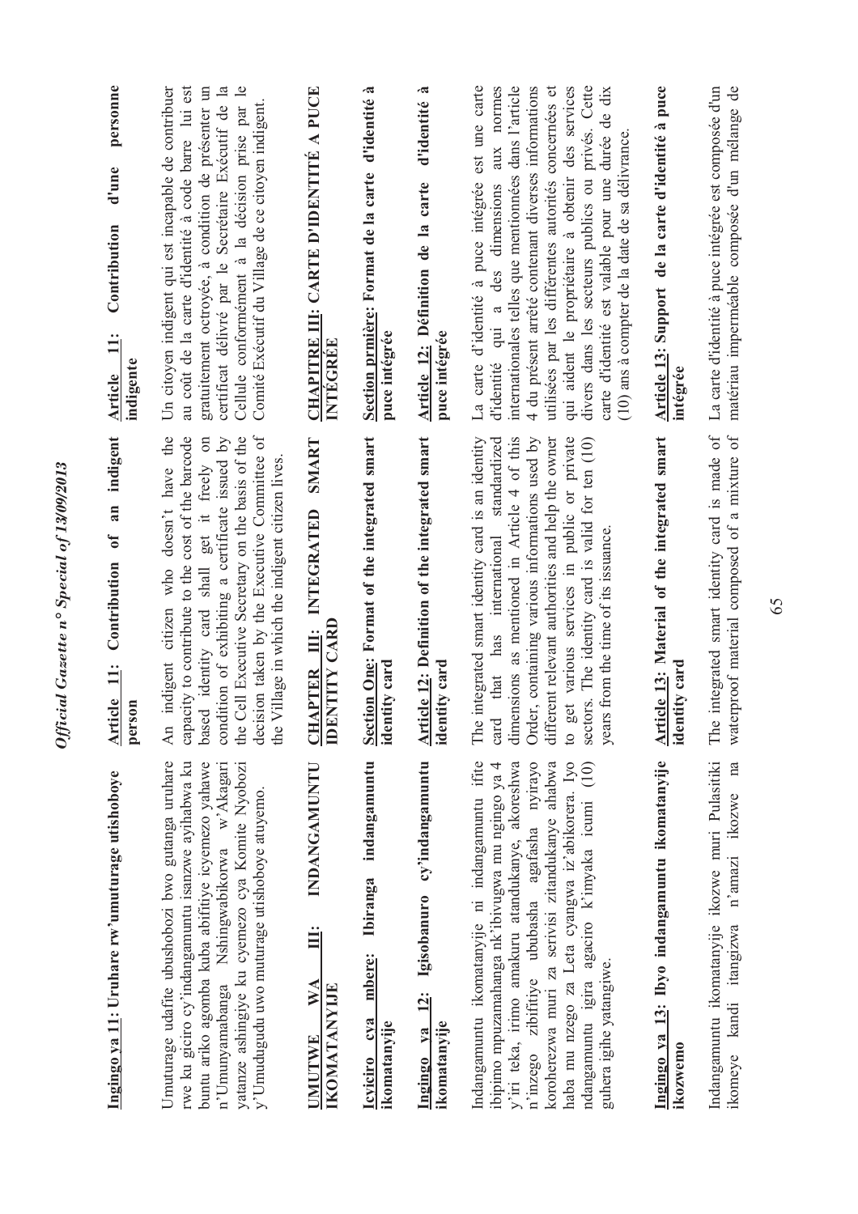**Ingingo ya 11: Uruhare rw'umuturage utishoboye**

Umuturage udafite ubushobozi bwo gutanga uruhare rwe ku giciro cy'indangamuntu isanzwe ayihabwa ku buntu ariko agomba kuba abifitiye icyemezo yahawe n'Umunyamabanga Nshingwabikorwa w'Akagari yatanze ashingiye ku cyemezo cya Komite Nyobozi y'Umudugudu uwo muturage utishoboye atuyemo.

**UMUTWE WA III: INDANGAMUNTU IKOMATANYIJE**

**Icyiciro cya mbere: Ibiranga indangamuntu ikomatanyije**

**Ingingo ya 12: Igisobanuro cy'indangamuntu ikomatanyije**

Indangamuntu ikomatanyije ni indangamuntu ifite ibipimo mpuzamahanga nk'ibivugwa mu ngingo ya 4 y'iri teka, irimo amakuru atandukanye, akoreshwa n'inzego zibifitiye ububasha agafasha nyirayo koroherezwa muri za serivisi zitandukanye ahabwa haba mu nzego za Leta cyangwa iz'abikorera. Iyo ndangamuntu igira agaciro k'imyaka icumi (10) guhera igihe yatangiwe.

**Ingingo ya 13: Ibyo indangamuntu ikomatanyije ikozwemo**

Indangamuntu ikomatanyije ikozwe muri Pulasitiki ikomeye kandi itangizwa n'amazi ikozwe na

**Article 11: Contribution of an indigent person**

An indigent citizen who doesn't have the capacity to contribute to the cost of the barcode based identity card shall get it freely on condition of exhibiting a certificate issued by the Cell Executive Secretary on the basis of the decision taken by the Executive Committee of the Village in which the indigent citizen lives.

**CHAPTER III: INTEGRATED SMART IDENTITY CARD**

**Section One: Format of the integrated smart identity card**

**Article 12: Definition of the integrated smart identity card**

The integrated smart identity card is an identity card that has international standardized dimensions as mentioned in Article 4 of this Order, containing various informations used by different relevant authorities and help the owner to get various services in public or private sectors. The identity card is valid for ten (10) years from the time of its issuance.

**Article 13: Material of the integrated smart identity card**

The integrated smart identity card is made of waterproof material composed of a mixture of

**Article 11: Contribution d'une personne indigente**

Un citoyen indigent qui est incapable de contribuer au coût de la carte d'identité à code barre lui est gratuitement octroyée, à condition de présenter un certificat délivré par le Secrétaire Exécutif de la Cellule conformément à la décision prise par le Comité Exécutif du Village de ce citoyen indigent.

**CHAPITRE III: CARTE D'IDENTITÉ A PUCE INTÉGRÉE**

**Section prmière: Format de la carte d'identité à puce intégrée**

**Article 12: Définition de la carte d'identité à puce intégrée**

La carte d'identité à puce intégrée est une carte d'identité qui a des dimensions aux normes internationales telles que mentionnées dans l'article 4 du présent arrêté contenant diverses informations utilisées par les différentes autorités concernées et qui aident le propriétaire à obtenir des services divers dans les secteurs publics ou privés. Cette carte d'identité est valable pour une durée de dix (10) ans à compter de la date de sa délivrance.

**Article 13: Support de la carte d'identité à puce intégrée**

La carte d'identité à puce intégrée est composée d'un matériau imperméable composée d'un mélange de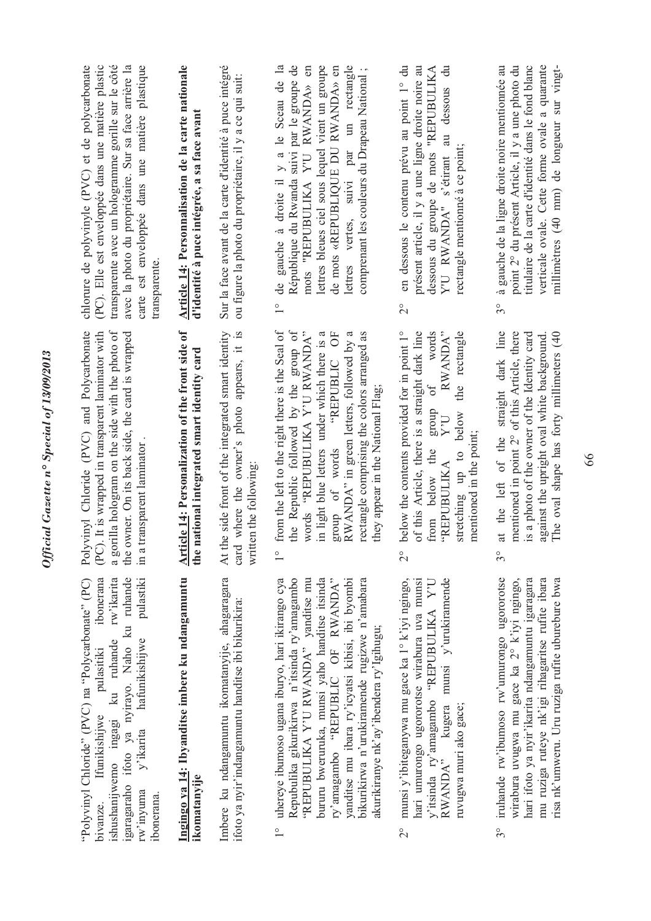"Polyvinyl Chloride" (PVC) na "Polycarbonate" (PC) bivanze. Ifunikishijwe pulasitiki ibonerana ishushanijwemo ingagi ku ruhande rw'ikarita igaragaraho ifoto ya nyirayo. Naho ku ruhande rw'inyuma y'ikarita hafunikishijwe pulasitiki ibonerana.

**Ingingo ya 14: Ibyanditse imbere ku ndangamuntu ikomatanyije**

Imbere ku ndangamuntu ikomatanyije, ahagaragara ifoto ya nyir'indangamuntu handitse ibi bikurikira:

1° uhereye ibumoso ugana iburyo, hari ikirango cya Repubulika gikurikirwa n'itsinda ry'amagambo "REPUBULIKA Y'U RWANDA" yanditse mu buruhu bweruruka, munsi yaho handitse itsinda ry'amagambo "REPUBLIC OF RWANDA" yanditse mu ibara ry'icyatsi kibisi, ibi byombi bikurikirwa n'urukiramende rugizwe n'amabara akurikiranye nk'ay'ibendera ry'Igihugu;

2° munsi y'ibiteganywa mu gace ka 1° k'iyi ngingo, hari umurongo ugororotse wirabura uva munsi y'itsinda ry'amagambo "REPUBULIKA Y'U RWANDA" kugera munsi y'urukiramende ruvugwa muri ako gace;

3° iruhande rw'ibumoso rw'umurongo ugororotse wirabura uvugwa mu gace ka 2° k'iyi ngingo, hari ifoto ya nyir'ikarita ndangamuntu igaragara mu ruziga ruteye nk'igi rihagaritse rufite ibara risa nk'umweru. Uru ruziga rufite uburebure bwa

Polyvinyl Chloride (PVC) and Polycarbonate (PC). It is wrapped in transparent laminator with a gorilla hologram on the side with the photo of the owner. On its back side, the card is wrapped in a transparent laminator .

**Article 14: Personalization of the front side of the national integrated smart identity card**

At the side front of the integrated smart identity card where the owner's photo appears, it is written the following:

1° from the left to the right there is the Seal of the Republic followed by the group of words "REPUBULIKA Y'U RWANDA" in light blue letters under which there is a group of words "REPUBLIC OF RWANDA" in green letters, followed by a rectangle comprising the colors arranged as they appear in the National Flag;

2° below the contents provided for in point 1° of this Article, there is a straight dark line from below the group of words "REPUBULIKA Y'U RWANDA" stretching up to below the rectangle mentioned in the point;

3° at the left of the straight dark line mentioned in point 2° of this Article, there is a photo of the owner of the Identity card against the upright oval white background. The oval shape has forty millimeters (40

chlorure de polyvinyle (PVC) et de polycarbonate (PC). Elle est enveloppée dans une matière plastic transparente avec un hologramme gorille sur le côté avec la photo du propriétaire. Sur sa face arrière la carte est enveloppée dans une matière plastique transparente.

**Article 14: Personnalisation de la carte nationale d'identité à puce intégrée, a sa face avant**

Sur la face avant de la carte d'identité à puce intégré ou figure la photo du propriétaire, il y a ce qui suit:

1° de gauche à droite il y a le Sceau de la République du Rwanda suivi par le groupe de mots "REPUBULIKA Y'U RWANDA» en lettres bleues ciel sous lequel vient un groupe de mots «REPUBLIQUE DU RWANDA» en lettres vertes, suivi par un rectangle comprenant les couleurs du Drapeau National ;

2° en dessous le contenu prévu au point 1° du présent article, il y a une ligne droite noire au dessous du groupe de mots "REPUBULIKA Y'U RWANDA" s'étirant au dessous du rectangle mentionné à ce point;

3° à gauche de la ligne droite noire mentionnée au point 2° du présent Article, il y a une photo du titulaire de la carte d'identité dans le fond blanc verticale ovale. Cette forme ovale a quarante millimètres (40 mm) de longueur sur vingt-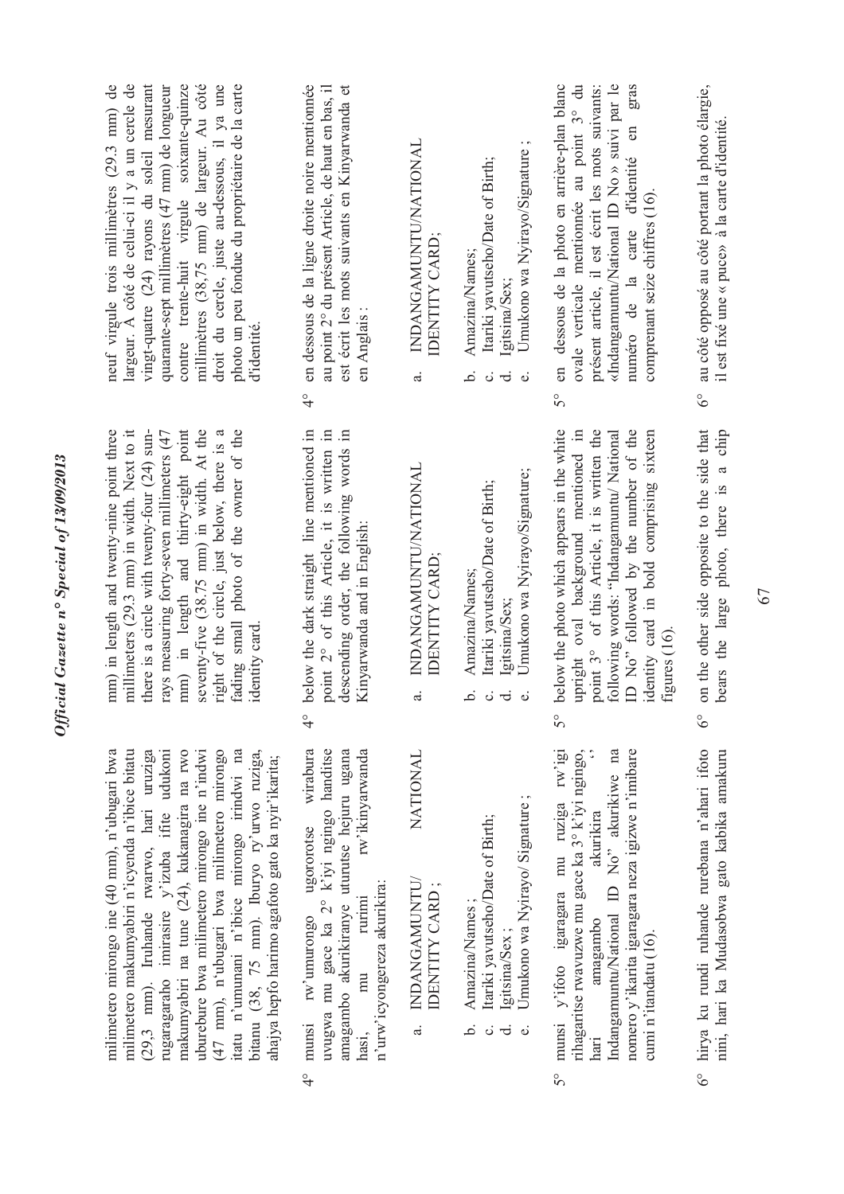milimetero mirongo ine (40 mm), n'ubugari bwa milimetero makumyabiri n'icyenda n'ibice bitatu (29,3 mm). Iruhande rwarwo, hari uruziga rugaragaraho imirasire y'izuba ifite udukoni makumyabiri na tune (24), kukanagira na rwo uburebure bwa milimetero mirongo ine n'indwi (47 mm), n'ubugari bwa milimetero mirongo itatu n'umunani n'ibice mirongo irindwi na bitanu (38, 75 mm). Iburyo ry'urwo ruziga, ahajya hepfo harimo agafoto gato ka nyir'ikarita;

4° munsi rw'umurongo ugororotse wirabura uvugwa mu gace ka 2° k'iyi ngingo handitse amagambo akurikiranye uturutse hejuru ugana hasi, mu rurimi rw'ikinyarwanda n'urw'icyongereza akurikira:

a. INDANGAMUNTU/ NATIONAL IDENTITY CARD ;

b. Amazina/Names ;
c. Itariki yavutseho/Date of Birth;
d. Igitsina/Sex ;
e. Umukono wa Nyirayo/ Signature ;

5° munsi y'ifoto igaragara mu ruziga rw'igi rihagaritse rwavuzwe mu gace ka 3° k'iyi ngingo, hari amagambo akurikira " Indangamuntu/National ID No" akurikiwe na nomero y'ikarita igaragara neza igizwe n'imibare cumi n'itandatu (16).

6° hirya ku rundi ruhande rurebana n'ahari ifoto nini, hari ka Mudasobwa gato kabika amakuru

mm) in length and twenty-nine point three millimeters (29.3 mm) in width. Next to it there is a circle with twenty-four (24) sun-rays measuring forty-seven millimeters (47 mm) in length and thirty-eight point seventy-five (38.75 mm) in width. At the right of the circle, just below, there is a fading small photo of the owner of the identity card.

4° below the dark straight line mentioned in point 2° of this Article, it is written in descending order, the following words in Kinyarwanda and in English:

a. INDANGAMUNTU/NATIONAL IDENTITY CARD;

b. Amazina/Names;
c. Itariki yavutseho/Date of Birth;
d. Igitsina/Sex;
e. Umukono wa Nyirayo/Signature;

5° below the photo which appears in the white upright oval background mentioned in point 3° of this Article, it is written the following words: "Indangamuntu/ National ID No" followed by the number of the identity card in bold comprising sixteen figures (16).

6° on the other side opposite to the side that bears the large photo, there is a chip

neuf virgule trois millimètres (29.3 mm) de largeur. À côté de celui-ci il y a un cercle de vingt-quatre (24) rayons du soleil mesurant quarante-sept millimètres (47 mm) de longueur contre trente-huit virgule soixante-quinze millimètres (38,75 mm) de largeur. Au côté droit du cercle, juste au-dessous, il ya une photo un peu fondue du propriétaire de la carte d'identité.

4° en dessous de la ligne droite noire mentionnée au point 2° du présent Article, de haut en bas, il est écrit les mots suivants en Kinyarwanda et en Anglais :

a. INDANGAMUNTU/NATIONAL IDENTITY CARD;

b. Amazina/Names;
c. Itariki yavutseho/Date of Birth;
d. Igitsina/Sex;
e. Umukono wa Nyirayo/Signature ;

5° en dessous de la photo en arrière-plan blanc ovale verticale mentionnée au point 3° du présent article, il est écrit les mots suivants: «Indangamuntu/National ID No » suivi par le numéro de la carte d'identité en gras comprenant seize chiffres (16).

6° au côté opposé au côté portant la photo élargie, il est fixé une « puce» à la carte d'identité.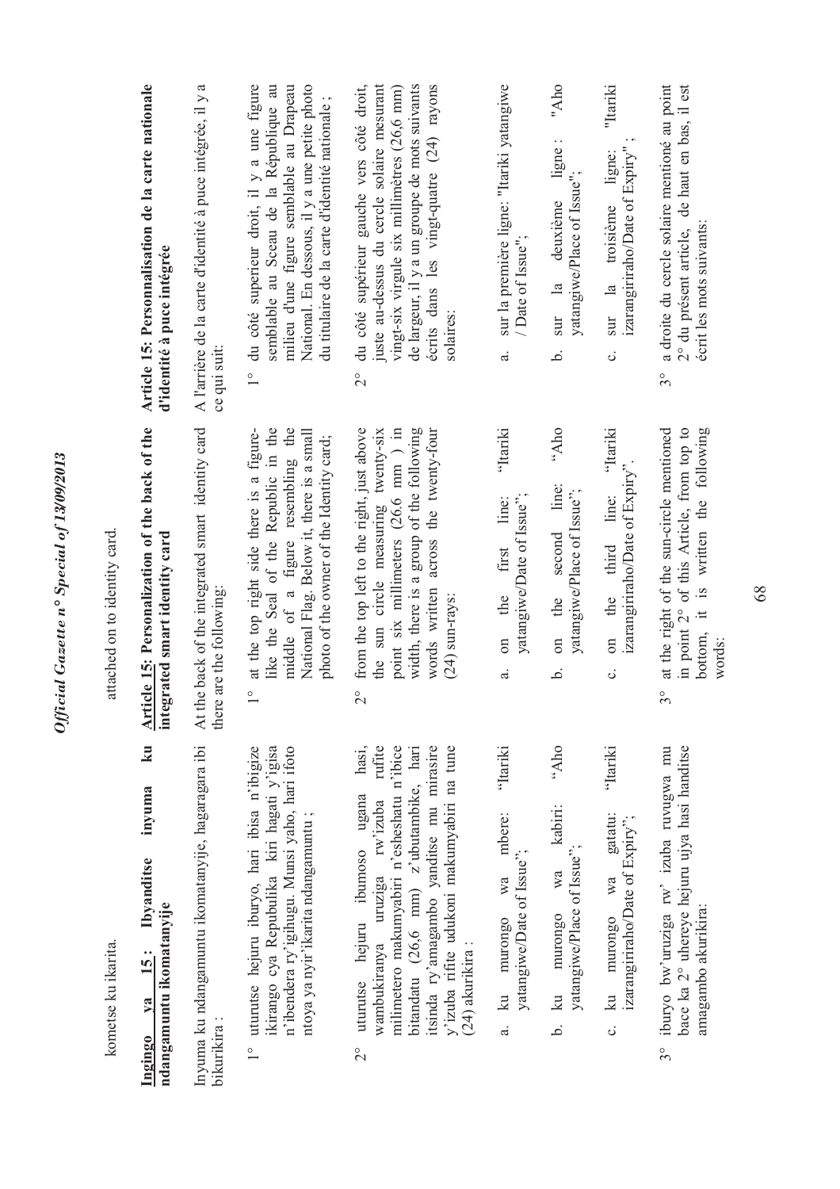kometse ku ikarita.

attached on to identity card.

**Ingingo ya 15: Ibyanditse inyuma ku ndangamuntu ikomatanyije**

Inyuma ku ndangamuntu ikomatanyije, hagaragara ibi bikurikira :

1° uruhande hejuru iburyo, hari ibisa n'ibigize ikirango cya Repubulika kiri hagati y'igisa n'ibendera ry'igihugu. Munsi yaho, hari ifoto ntoya ya nyir'ikarita ndangamuntu ;

2° uturutse hejuru ibumoso ugana hasi, wambukiranya uruziga rw'izuba rufite milimetero makumyabiri n'esheshatu n'ibice bitandatu (26,6 mm) z'ubutambike, hari itsinda ry'amagambo yanditse mu mirasire y'izuba rifite udukoni makumyabiri na tune (24) akurikira :

a. ku murongo wa mbere: "Itariki yatangiwe/Date of Issue";

b. ku murongo wa kabiri: "Aho yatangiwe/Place of Issue";

c. ku murongo wa gatatu: "Itariki izarangiriraho/Date of Expiry";

3° iburyo bw'uruziga rw' izuba ruvugwa mu bace ka 2° uhereye hejuru ujya hasi handitse amagambo akurikira:

**Article 15: Personalization of the back of the integrated smart identity card**

At the back of the integrated smart identity card there are the following:

1° at the top right side there is a figure-like the Seal of the Republic in the middle of a figure resembling the National Flag. Below it, there is a small photo of the owner of the Identity card;

2° from the top left to the right, just above the sun circle measuring twenty-six point six millimeters (26.6 mm ) in width, there is a group of the following words written across the twenty-four (24) sun-rays:

a. on the first line: "Itariki yatangiwe/Date of Issue";

b. on the second line: "Aho yatangiwe/Place of Issue";

c. on the third line: "Itariki izarangiriraho/Date of Expiry".

3° at the right of the sun-circle mentioned in point 2° of this Article, from top to bottom, it is written the following words:

**Article 15: Personnalisation de la carte nationale d'identité à puce intégrée**

A l'arrière de la carte d'identité à puce intégrée, il y a ce qui suit:

1° du côté superieur droit, il y a une figure semblable au Sceau de la République au milieu d'une figure semblable au Drapeau National. En dessous, il y a une petite photo du titulaire de la carte d'identité nationale ;

2° du côté supérieur gauche vers côté droit, juste au-dessus du cercle solaire mesurant vingt-six virgule six millimètres (26,6 mm) de largeur, il y a un groupe de mots suivants écrits dans les vingt-quatre (24) rayons solaires:

a. sur la première ligne: "Itariki yatangiwe / Date of Issue";

b. sur la deuxième ligne : "Aho yatangiwe/Place of Issue";

c. sur la troisième ligne: "Itariki izarangiriraho/Date of Expiry" ;

3° a droite du cercle solaire mentioné au point 2° du présent article, de haut en bas, il est écrit les mots suivants: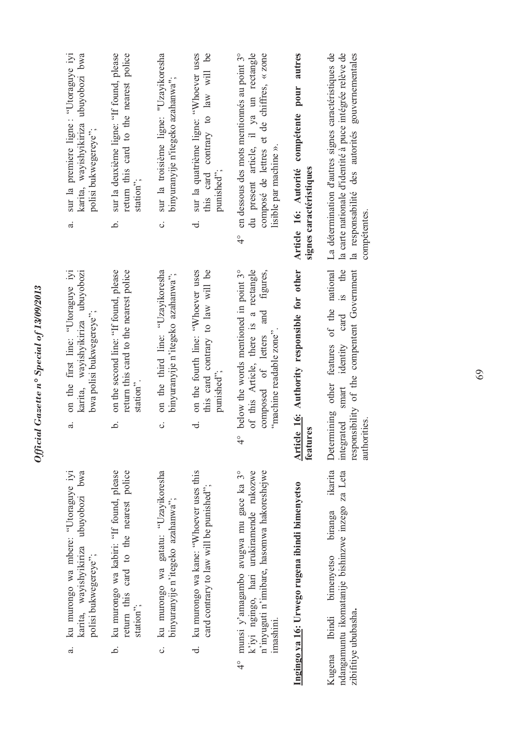a. ku murongo wa mbere: "Utoraguye iyi karita, wayishyikiriza ubuyobozi bwa polisi bukwegereye";

b. ku murongo wa kabiri: "If found, please return this card to the nearest police station";

c. ku murongo wa gatatu: "Uzayikoresha binyuranyije n'itegeko azahanwa";

d. ku murongo wa kane: "Whoever uses this card contrary to law will be punished";

4° munsi y'amagambo avugwa mu gace ka 3° k'iyi ngingo, hari urukiramende rukozwe n'inyuguti n'imibare, hasomwa hakoreshejwe imashini.

**Ingingo ya 16: Urwego rugena ibindi bimenyetso**

Kugena Ibindi bimenyetso biranga ikarita ndangamuntu ikomatanije bishinzwe inzego za Leta zibifitiye ububasha.

a. on the first line: "Utoraguye iyi karita, wayishyikiriza ubuyobozi bwa polisi bukwegereye";

b. on the second line: "If found, please return this card to the nearest police station".

c. on the third line: "Uzayikoresha binyuranyije n'itegeko azahanwa";

d. on the fourth line: "Whoever uses this card contrary to law will be punished";

4° below the words mentioned in point 3° of this Article, there is a rectangle composed of letters and figures, "machine readable zone".

**Article 16: Authority responsible for other features**

Determining other features of the national integrated smart identity card is the responsibility of the compentent Government authorities.

a. sur la première ligne : "Utoraguye iyi karita, wayishyikiriza ubuyobozi bwa polisi bukwegereye";

b. sur la deuxième ligne: "If found, please return this card to the nearest police station";

c. sur la troisième ligne: "Uzayikoresha binyuranyije n'itegeko azahanwa";

d. sur la quatrième ligne: "Whoever uses this card contrary to law will be punished";

4° en dessous des mots mentionnés au point 3° du present article, il ya un rectangle composé de lettres et de chiffres, « zone lisible par machine ».

**Article 16: Autorité compétente pour autres signes caractéristiques**

La détermination d'autres signes caractéristiques de la carte nationale d'identité à puce intégrée relève de la responsabilité des autorités gouvernementales compétentes.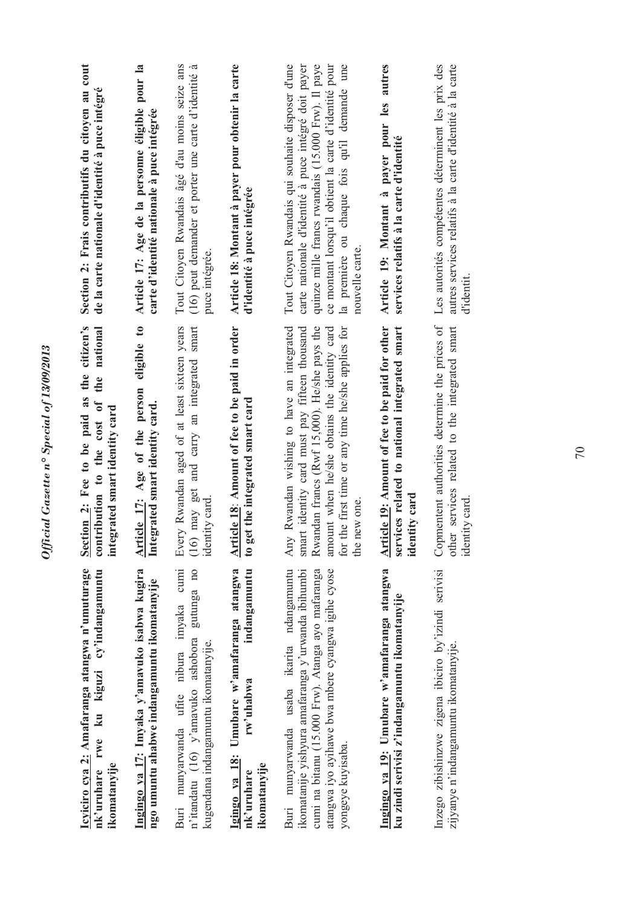**Icyiciro cya 2: Amafaranga atangwa n'umuturage nk'uruhare rwe ku kiguzi cy'indangamuntu ikomatanyije**

**Ingingo ya 17: Imyaka y'amavuko isabwa kugira ngo umuntu ahabwe indangamuntu ikomatanyije**

Buri munyarwanda ufite nibura imyaka cumi n'itandatu (16) y'amavuko ashobora gutunga no kugendana indangamuntu ikomatanyije.

**Igingo ya 18: Umubare w'amafaranga atangwa nk'uruhare rw'uhabwa indangamuntu ikomatanyije**

Buri munyarwanda usaba ikarita ndangamuntu ikomatanyije yishyura amafaranga y'urwanda ibihumbi cumi na bitanu (15.000 Frw). Atanga ayo mafaranga atangwa iyo ayihawe bwa mbere cyangwa igihe cyose yongeye kuyisaba.

**Ingingo ya 19: Umubare w'amafaranga atangwa ku zindi serivisi z'indangamuntu ikomatanyije**

Inzego zibishinzwe zigena ibiciro by'izindi serivisi zijyanye n'indangamuntu ikomatanyije.

**Section 2: Fee to be paid as the citizen's contribution to the cost of the national integrated smart identity card**

**Article 17: Age of the person eligible to Integrated smart identity card.**

Every Rwandan aged of at least sixteen years (16) may get and carry an integrated smart identity card.

**Article 18: Amount of fee to be paid in order to get the integrated smart card**

Any Rwandan wishing to have an integrated smart identity card must pay fifteen thousand Rwandan francs (Rwf 15,000). He/she pays the amount when he/she obtains the identity card for the first time or any time he/she applies for the new one.

**Article 19: Amount of fee to be paid for other services related to national integrated smart identity card**

Copmentent authorities determine the prices of other services related to the integrated smart identity card.

**Section 2: Frais contributifs du citoyen au cout de la carte nationale d'identité à puce intégré**

**Article 17: Age de la personne éligible pour la carte d'identité nationale à puce intégrée**

Tout Citoyen Rwandais âgé d'au moins seize ans (16) peut demander et porter une carte d'identité à puce intégrée.

**Article 18: Montant à payer pour obtenir la carte d'identité à puce intégrée**

Tout Citoyen Rwandais qui souhaite disposer d'une carte nationale d'identité à puce intégré doit payer quinze mille francs rwandais (15.000 Frw). Il paye ce montant lorsqu'il obtient la carte d'identité pour la première ou chaque fois qu'il demande une nouvelle carte.

**Article 19: Montant à payer pour les autres services relatifs à la carte d'identité**

Les autorités compétentes déterminent les prix des autres services relatifs à la carte d'identité à la carte d'identit.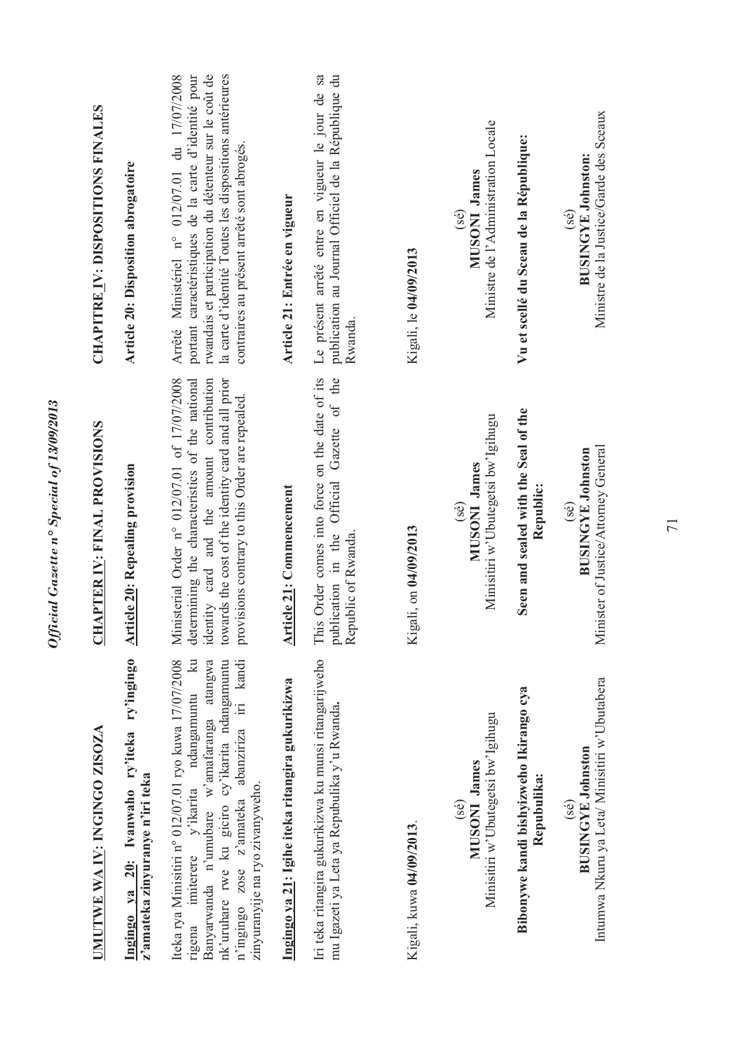## UMUTWE WA IV: INGINGO ZISOZA

**Ingingo ya 20: Ivanwaho ry'iteka ry'ingingo z'amateka zinyuranye n'iri teka**

Iteka rya Minisitiri n° 012/07.01 ryo kuwa 17/07/2008 rigena imiterere y'ikarita ndangamuntu ku Banyarwanda n'umubare w'amafaranga atangwa nk'uruhare rwe ku giciro cy'ikarita ndangamuntu n'ingingo zose z'amateka abanziriza iri kandi zinyuranyije na ryo zivanyweho.

**Ingingo ya 21: Igihe iteka ritangira gukurikizwa**

Iri teka ritangira gukurikizwa ku munsi ritangarijweho mu Igazeti ya Leta ya Repubulika y'u Rwanda.

Kigali, kuwa **04/09/2013**.

(sé)
**MUSONI James**
Minisitiri w'Ubutegetsi bw'Igihugu

**Bibonywe kandi bishyizweho Ikirango cya Repubulika:**

(sé)
**BUSINGYE Johnston**
Intumwa Nkuru ya Leta/ Minisitiri w'Ubutabera

## CHAPTER IV: FINAL PROVISIONS

**Article 20: Repealing provision**

Ministerial Order n° 012/07.01 of 17/07/2008 determining the characteristics of the national identity card and the amount contribution towards the cost of the identity card and all prior provisions contrary to this Order are repealed.

**Article 21: Commencement**

This Order comes into force on the date of its publication in the Official Gazette of the Republic of Rwanda.

Kigali, on **04/09/2013**

(sé)
**MUSONI James**
Minisitiri w'Ubutegetsi bw'Igihugu

**Seen and sealed with the Seal of the Republic:**

(sé)
**BUSINGYE Johnston**
Minister of Justice/Attorney General

## CHAPITRE IV: DISPOSITIONS FINALES

**Article 20: Disposition abrogatoire**

Arrêté Ministériel n° 012/07.01 du 17/07/2008 portant caractéristiques de la carte d'identité pour rwandais et participation du détenteur sur le coût de la carte d'identité Toutes les dispositions antérieures contraires au présent arrêté sont abrogés.

**Article 21: Entrée en vigueur**

Le présent arrêté entre en vigueur le jour de sa publication au Journal Officiel de la République du Rwanda.

Kigali, le **04/09/2013**

(sé)
**MUSONI James**
Ministre de l'Administration Locale

**Vu et scellé du Sceau de la République:**

(sé)
**BUSINGYE Johnston:**
Ministre de la Justice/Garde des Sceaux